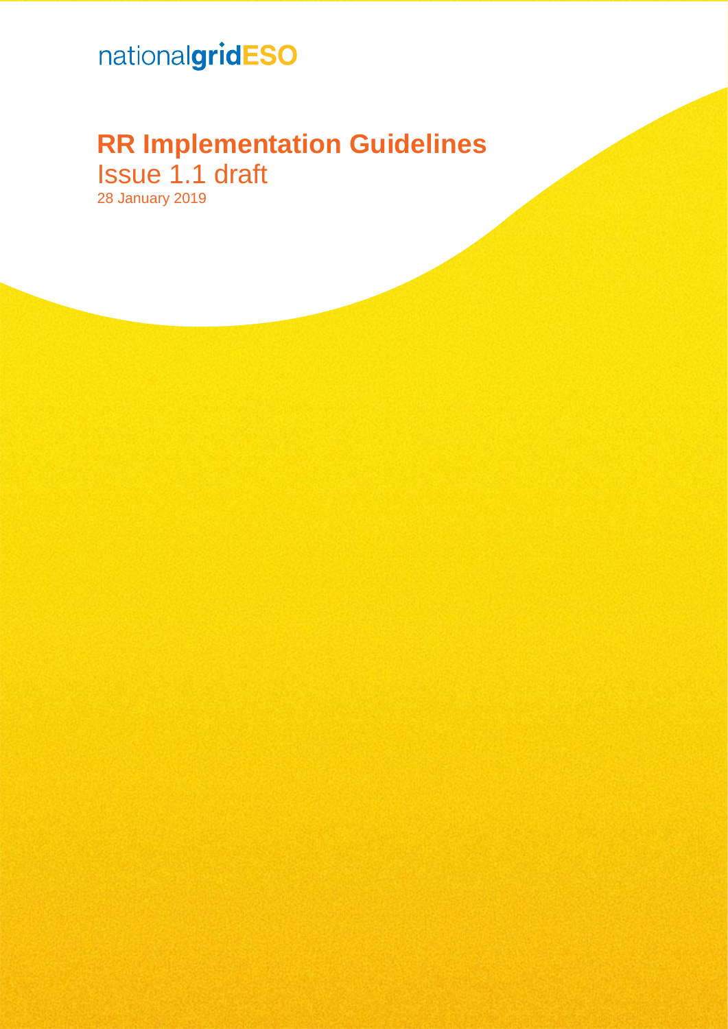nationalgridESO

# RR Implementation Guidelines

Issue 1.1 draft

28 January 2019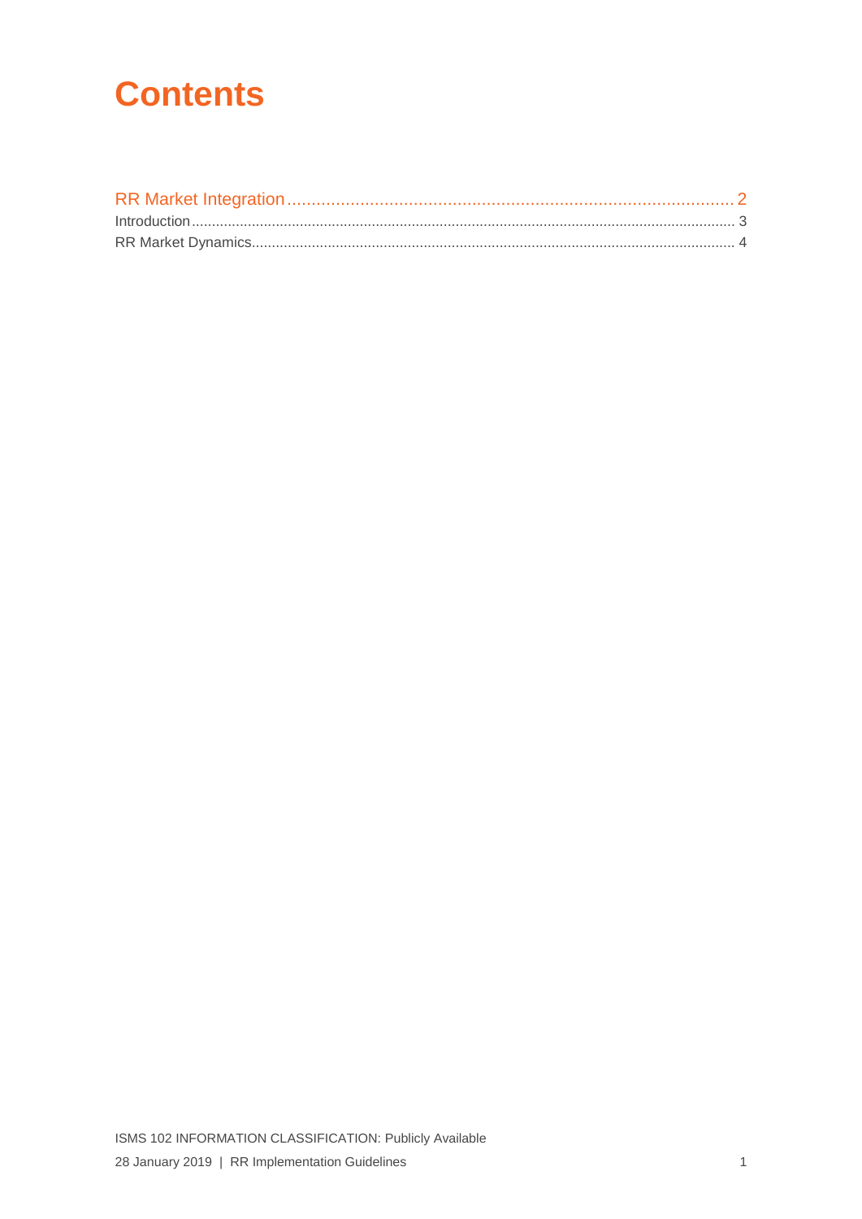# Contents

RR Market Integration ........................................................................................ 2
Introduction ........................................................................................................ 3
RR Market Dynamics ......................................................................................... 4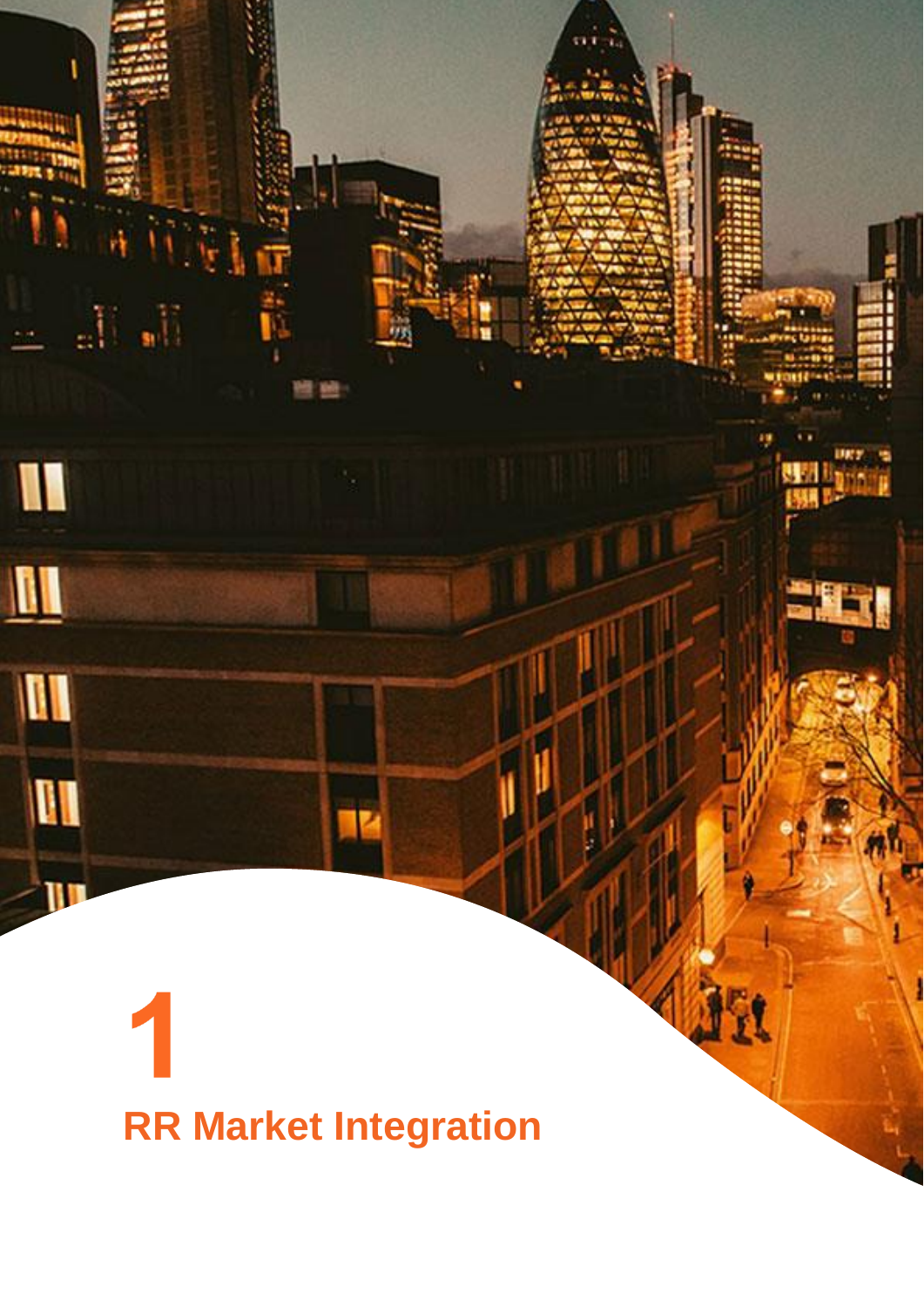# 1

# RR Market Integration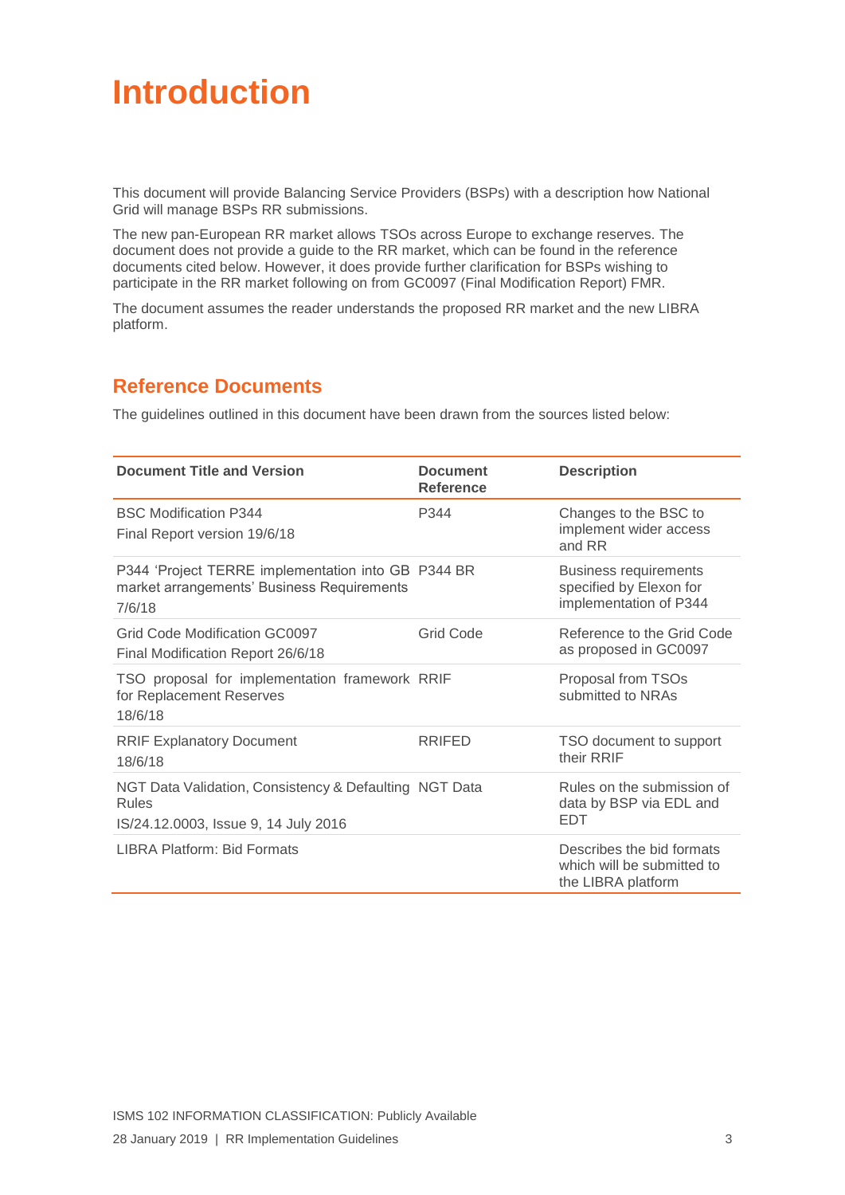# Introduction

This document will provide Balancing Service Providers (BSPs) with a description how National Grid will manage BSPs RR submissions.

The new pan-European RR market allows TSOs across Europe to exchange reserves. The document does not provide a guide to the RR market, which can be found in the reference documents cited below. However, it does provide further clarification for BSPs wishing to participate in the RR market following on from GC0097 (Final Modification Report) FMR.

The document assumes the reader understands the proposed RR market and the new LIBRA platform.

## Reference Documents

The guidelines outlined in this document have been drawn from the sources listed below:

| Document Title and Version | Document Reference | Description |
|---|---|---|
| BSC Modification P344<br>Final Report version 19/6/18 | P344 | Changes to the BSC to implement wider access and RR |
| P344 'Project TERRE implementation into GB market arrangements' Business Requirements<br>7/6/18 | P344 BR | Business requirements specified by Elexon for implementation of P344 |
| Grid Code Modification GC0097<br>Final Modification Report 26/6/18 | Grid Code | Reference to the Grid Code as proposed in GC0097 |
| TSO proposal for implementation framework for Replacement Reserves<br>18/6/18 | RRIF | Proposal from TSOs submitted to NRAs |
| RRIF Explanatory Document<br>18/6/18 | RRIFED | TSO document to support their RRIF |
| NGT Data Validation, Consistency & Defaulting Rules<br>IS/24.12.0003, Issue 9, 14 July 2016 | NGT Data | Rules on the submission of data by BSP via EDL and EDT |
| LIBRA Platform: Bid Formats | | Describes the bid formats which will be submitted to the LIBRA platform |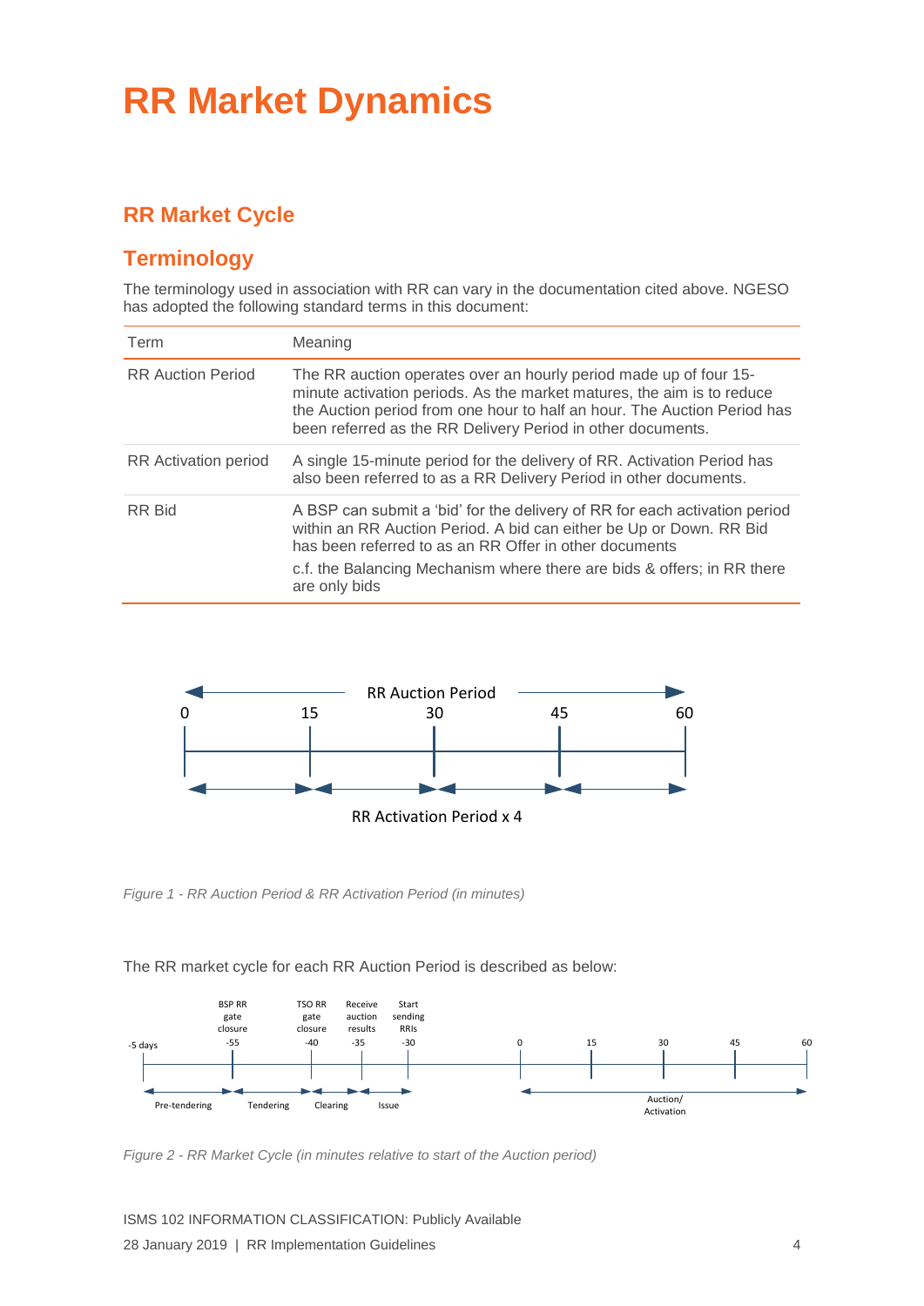# RR Market Dynamics

## RR Market Cycle

## Terminology

The terminology used in association with RR can vary in the documentation cited above. NGESO has adopted the following standard terms in this document:

| Term | Meaning |
|---|---|
| RR Auction Period | The RR auction operates over an hourly period made up of four 15-minute activation periods. As the market matures, the aim is to reduce the Auction period from one hour to half an hour. The Auction Period has been referred to as the RR Delivery Period in other documents. |
| RR Activation period | A single 15-minute period for the delivery of RR. Activation Period has also been referred to as a RR Delivery Period in other documents. |
| RR Bid | A BSP can submit a 'bid' for the delivery of RR for each activation period within an RR Auction Period. A bid can either be Up or Down. RR Bid has been referred to as an RR Offer in other documents<br>c.f. the Balancing Mechanism where there are bids & offers; in RR there are only bids |

*Figure 1 - RR Auction Period & RR Activation Period (in minutes)*

The RR market cycle for each RR Auction Period is described as below:

*Figure 2 - RR Market Cycle (in minutes relative to start of the Auction period)*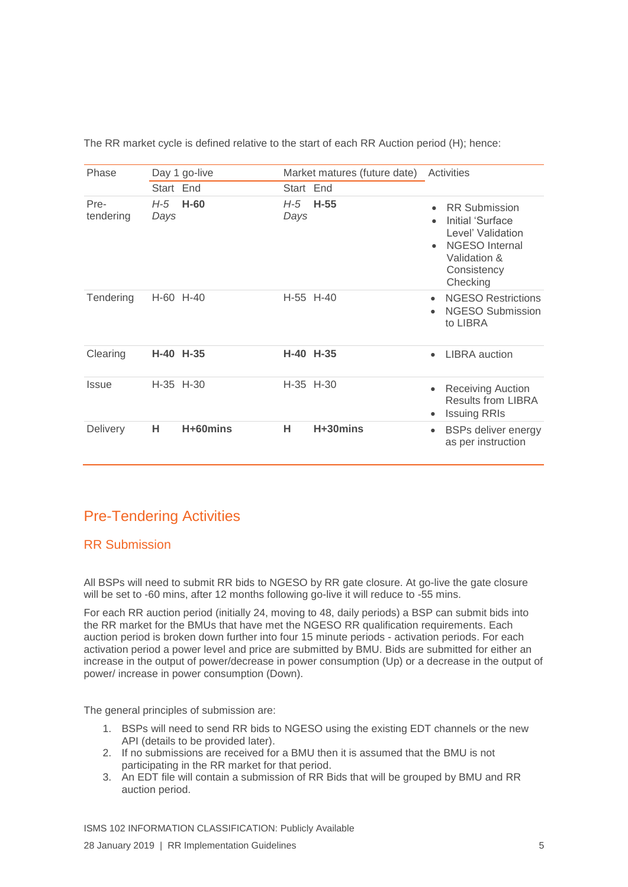The RR market cycle is defined relative to the start of each RR Auction period (H); hence:

| Phase | Day 1 go-live | | Market matures (future date) | | Activities |
|---|---|---|---|---|---|
| | Start | End | Start | End | |
| Pre-tendering | *H-5 Days* | **H-60** | *H-5 Days* | **H-55** | • RR Submission<br>• Initial 'Surface Level' Validation<br>• NGESO Internal Validation & Consistency Checking |
| Tendering | H-60 | H-40 | H-55 | H-40 | • NGESO Restrictions<br>• NGESO Submission to LIBRA |
| Clearing | **H-40** | **H-35** | **H-40** | **H-35** | • LIBRA auction |
| Issue | H-35 | H-30 | H-35 | H-30 | • Receiving Auction Results from LIBRA<br>• Issuing RRIs |
| Delivery | **H** | **H+60mins** | **H** | **H+30mins** | • BSPs deliver energy as per instruction |

## Pre-Tendering Activities

### RR Submission

All BSPs will need to submit RR bids to NGESO by RR gate closure. At go-live the gate closure will be set to -60 mins, after 12 months following go-live it will reduce to -55 mins.

For each RR auction period (initially 24, moving to 48, daily periods) a BSP can submit bids into the RR market for the BMUs that have met the NGESO RR qualification requirements. Each auction period is broken down further into four 15 minute periods - activation periods. For each activation period a power level and price are submitted by BMU. Bids are submitted for either an increase in the output of power/decrease in power consumption (Up) or a decrease in the output of power/ increase in power consumption (Down).

The general principles of submission are:

1. BSPs will need to send RR bids to NGESO using the existing EDT channels or the new API (details to be provided later).
2. If no submissions are received for a BMU then it is assumed that the BMU is not participating in the RR market for that period.
3. An EDT file will contain a submission of RR Bids that will be grouped by BMU and RR auction period.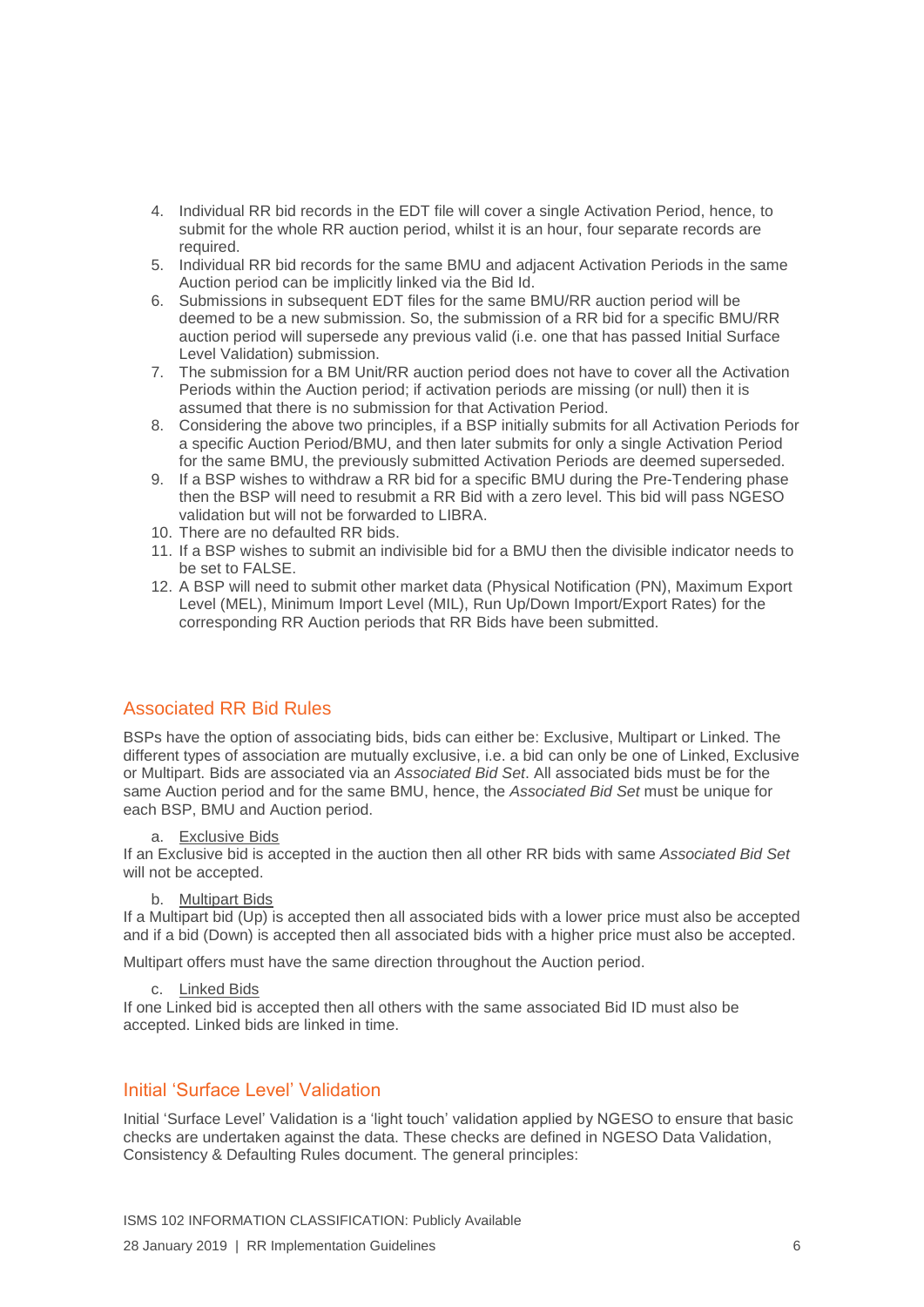4. Individual RR bid records in the EDT file will cover a single Activation Period, hence, to submit for the whole RR auction period, whilst it is an hour, four separate records are required.
5. Individual RR bid records for the same BMU and adjacent Activation Periods in the same Auction period can be implicitly linked via the Bid Id.
6. Submissions in subsequent EDT files for the same BMU/RR auction period will be deemed to be a new submission. So, the submission of a RR bid for a specific BMU/RR auction period will supersede any previous valid (i.e. one that has passed Initial Surface Level Validation) submission.
7. The submission for a BM Unit/RR auction period does not have to cover all the Activation Periods within the Auction period; if activation periods are missing (or null) then it is assumed that there is no submission for that Activation Period.
8. Considering the above two principles, if a BSP initially submits for all Activation Periods for a specific Auction Period/BMU, and then later submits for only a single Activation Period for the same BMU, the previously submitted Activation Periods are deemed superseded.
9. If a BSP wishes to withdraw a RR bid for a specific BMU during the Pre-Tendering phase then the BSP will need to resubmit a RR Bid with a zero level. This bid will pass NGESO validation but will not be forwarded to LIBRA.
10. There are no defaulted RR bids.
11. If a BSP wishes to submit an indivisible bid for a BMU then the divisible indicator needs to be set to FALSE.
12. A BSP will need to submit other market data (Physical Notification (PN), Maximum Export Level (MEL), Minimum Import Level (MIL), Run Up/Down Import/Export Rates) for the corresponding RR Auction periods that RR Bids have been submitted.

## Associated RR Bid Rules

BSPs have the option of associating bids, bids can either be: Exclusive, Multipart or Linked. The different types of association are mutually exclusive, i.e. a bid can only be one of Linked, Exclusive or Multipart. Bids are associated via an *Associated Bid Set*. All associated bids must be for the same Auction period and for the same BMU, hence, the *Associated Bid Set* must be unique for each BSP, BMU and Auction period.

a. Exclusive Bids

If an Exclusive bid is accepted in the auction then all other RR bids with same *Associated Bid Set* will not be accepted.

b. Multipart Bids

If a Multipart bid (Up) is accepted then all associated bids with a lower price must also be accepted and if a bid (Down) is accepted then all associated bids with a higher price must also be accepted.

Multipart offers must have the same direction throughout the Auction period.

c. Linked Bids

If one Linked bid is accepted then all others with the same associated Bid ID must also be accepted. Linked bids are linked in time.

## Initial 'Surface Level' Validation

Initial 'Surface Level' Validation is a 'light touch' validation applied by NGESO to ensure that basic checks are undertaken against the data. These checks are defined in NGESO Data Validation, Consistency & Defaulting Rules document. The general principles: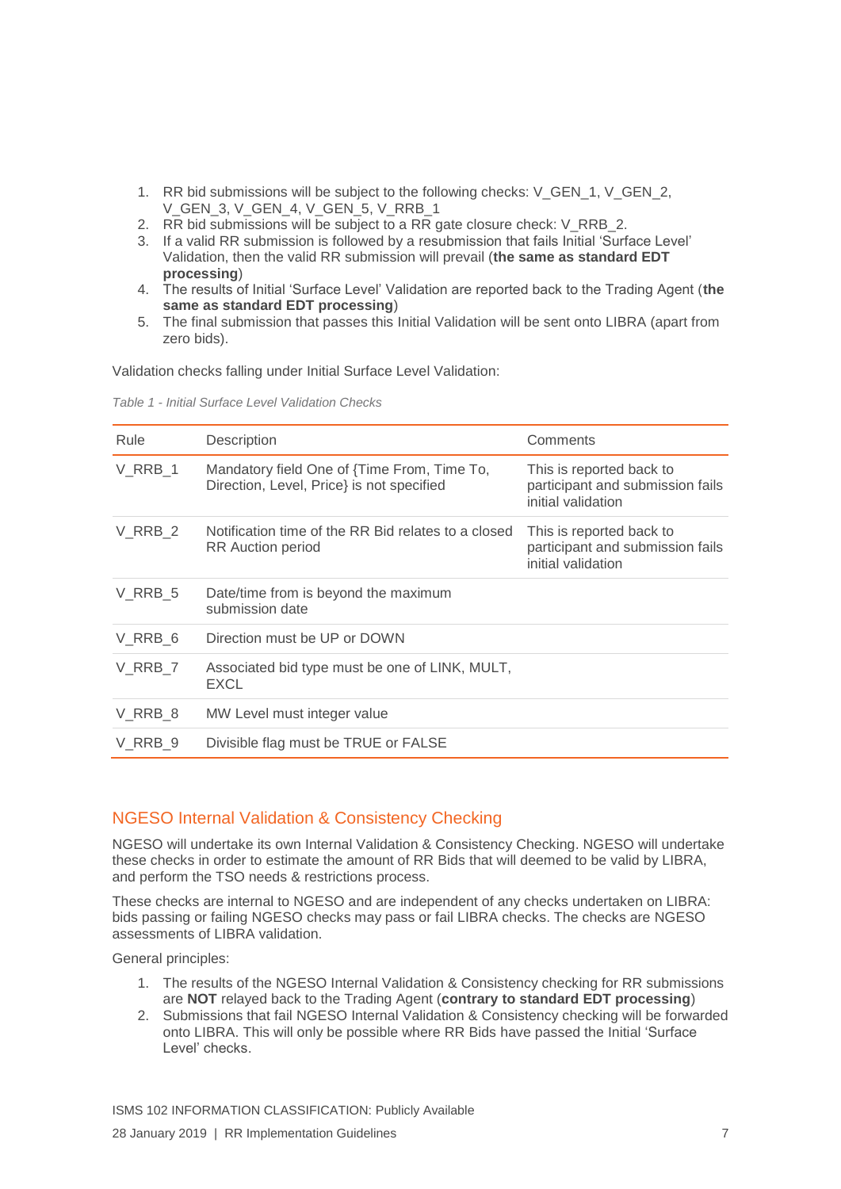1. RR bid submissions will be subject to the following checks: V_GEN_1, V_GEN_2, V_GEN_3, V_GEN_4, V_GEN_5, V_RRB_1
2. RR bid submissions will be subject to a RR gate closure check: V_RRB_2.
3. If a valid RR submission is followed by a resubmission that fails Initial 'Surface Level' Validation, then the valid RR submission will prevail (**the same as standard EDT processing**)
4. The results of Initial 'Surface Level' Validation are reported back to the Trading Agent (**the same as standard EDT processing**)
5. The final submission that passes this Initial Validation will be sent onto LIBRA (apart from zero bids).

Validation checks falling under Initial Surface Level Validation:

*Table 1 - Initial Surface Level Validation Checks*

| Rule | Description | Comments |
|---|---|---|
| V_RRB_1 | Mandatory field One of {Time From, Time To, Direction, Level, Price} is not specified | This is reported back to participant and submission fails initial validation |
| V_RRB_2 | Notification time of the RR Bid relates to a closed RR Auction period | This is reported back to participant and submission fails initial validation |
| V_RRB_5 | Date/time from is beyond the maximum submission date | |
| V_RRB_6 | Direction must be UP or DOWN | |
| V_RRB_7 | Associated bid type must be one of LINK, MULT, EXCL | |
| V_RRB_8 | MW Level must integer value | |
| V_RRB_9 | Divisible flag must be TRUE or FALSE | |

## NGESO Internal Validation & Consistency Checking

NGESO will undertake its own Internal Validation & Consistency Checking. NGESO will undertake these checks in order to estimate the amount of RR Bids that will deemed to be valid by LIBRA, and perform the TSO needs & restrictions process.

These checks are internal to NGESO and are independent of any checks undertaken on LIBRA: bids passing or failing NGESO checks may pass or fail LIBRA checks. The checks are NGESO assessments of LIBRA validation.

General principles:

1. The results of the NGESO Internal Validation & Consistency checking for RR submissions are **NOT** relayed back to the Trading Agent (**contrary to standard EDT processing**)
2. Submissions that fail NGESO Internal Validation & Consistency checking will be forwarded onto LIBRA. This will only be possible where RR Bids have passed the Initial 'Surface Level' checks.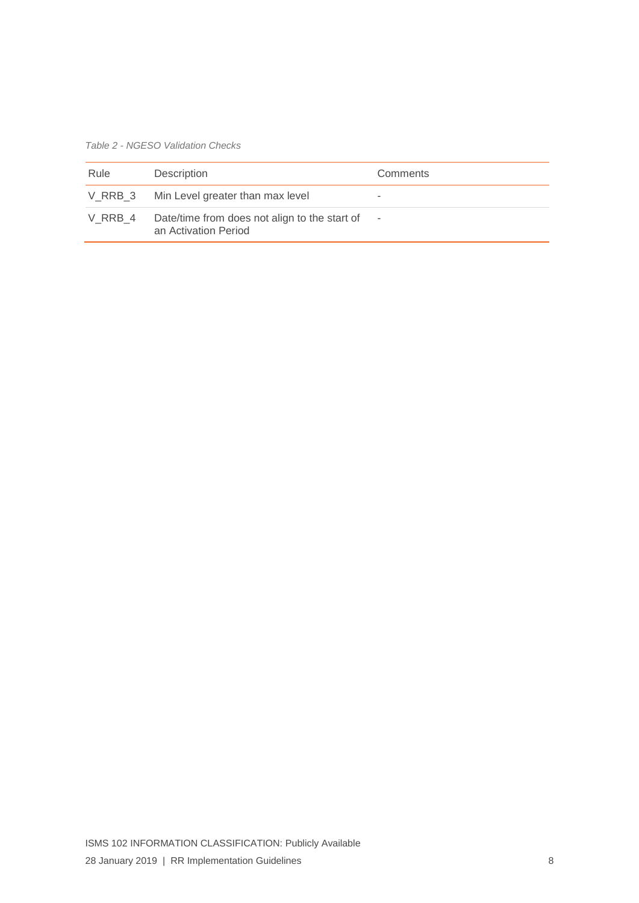*Table 2 - NGESO Validation Checks*

| Rule | Description | Comments |
|---|---|---|
| V_RRB_3 | Min Level greater than max level | - |
| V_RRB_4 | Date/time from does not align to the start of an Activation Period | - |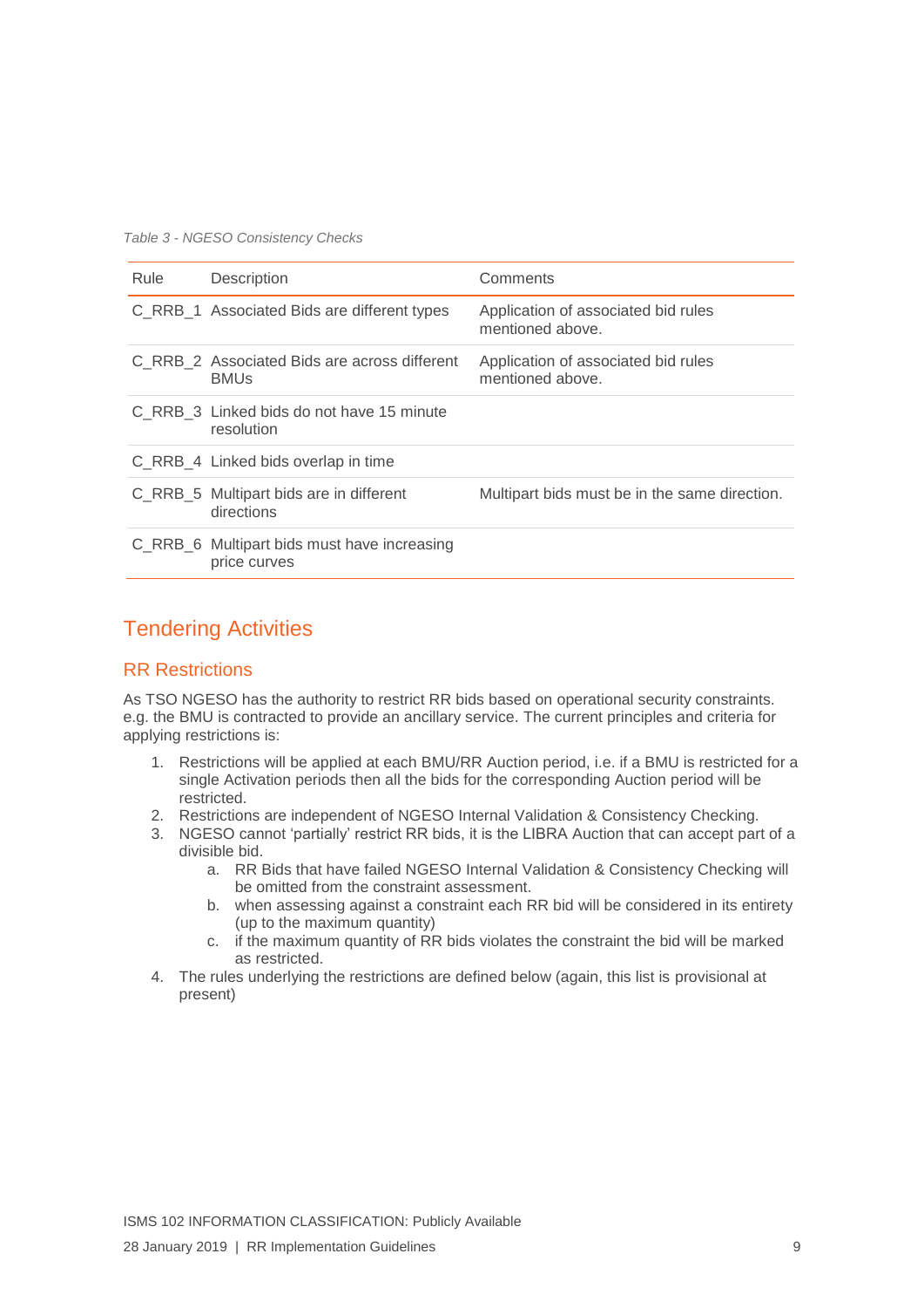*Table 3 - NGESO Consistency Checks*

| Rule | Description | Comments |
|---|---|---|
| C_RRB_1 | Associated Bids are different types | Application of associated bid rules mentioned above. |
| C_RRB_2 | Associated Bids are across different BMUs | Application of associated bid rules mentioned above. |
| C_RRB_3 | Linked bids do not have 15 minute resolution | |
| C_RRB_4 | Linked bids overlap in time | |
| C_RRB_5 | Multipart bids are in different directions | Multipart bids must be in the same direction. |
| C_RRB_6 | Multipart bids must have increasing price curves | |

## Tendering Activities

### RR Restrictions

As TSO NGESO has the authority to restrict RR bids based on operational security constraints. e.g. the BMU is contracted to provide an ancillary service. The current principles and criteria for applying restrictions is:

1. Restrictions will be applied at each BMU/RR Auction period, i.e. if a BMU is restricted for a single Activation periods then all the bids for the corresponding Auction period will be restricted.
2. Restrictions are independent of NGESO Internal Validation & Consistency Checking.
3. NGESO cannot 'partially' restrict RR bids, it is the LIBRA Auction that can accept part of a divisible bid.
    a. RR Bids that have failed NGESO Internal Validation & Consistency Checking will be omitted from the constraint assessment.
    b. when assessing against a constraint each RR bid will be considered in its entirety (up to the maximum quantity)
    c. if the maximum quantity of RR bids violates the constraint the bid will be marked as restricted.
4. The rules underlying the restrictions are defined below (again, this list is provisional at present)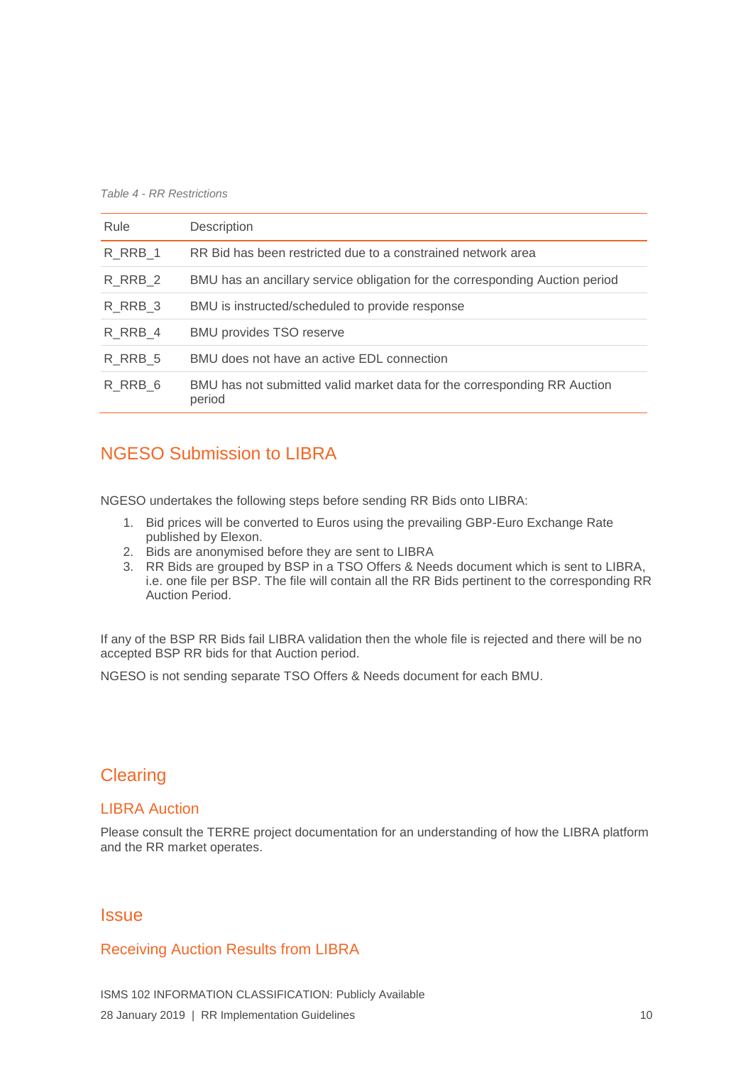*Table 4 - RR Restrictions*

| Rule | Description |
| --- | --- |
| R_RRB_1 | RR Bid has been restricted due to a constrained network area |
| R_RRB_2 | BMU has an ancillary service obligation for the corresponding Auction period |
| R_RRB_3 | BMU is instructed/scheduled to provide response |
| R_RRB_4 | BMU provides TSO reserve |
| R_RRB_5 | BMU does not have an active EDL connection |
| R_RRB_6 | BMU has not submitted valid market data for the corresponding RR Auction period |

## NGESO Submission to LIBRA

NGESO undertakes the following steps before sending RR Bids onto LIBRA:

1. Bid prices will be converted to Euros using the prevailing GBP-Euro Exchange Rate published by Elexon.
2. Bids are anonymised before they are sent to LIBRA
3. RR Bids are grouped by BSP in a TSO Offers & Needs document which is sent to LIBRA, i.e. one file per BSP. The file will contain all the RR Bids pertinent to the corresponding RR Auction Period.

If any of the BSP RR Bids fail LIBRA validation then the whole file is rejected and there will be no accepted BSP RR bids for that Auction period.

NGESO is not sending separate TSO Offers & Needs document for each BMU.

## Clearing

### LIBRA Auction

Please consult the TERRE project documentation for an understanding of how the LIBRA platform and the RR market operates.

## Issue

### Receiving Auction Results from LIBRA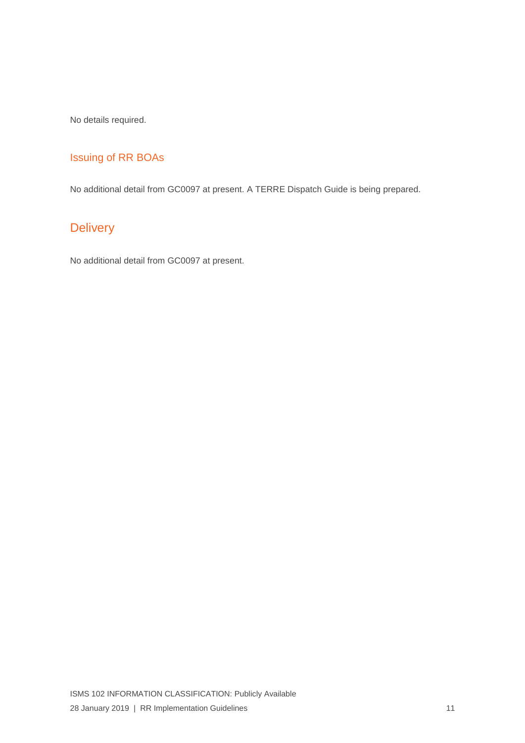No details required.

### Issuing of RR BOAs

No additional detail from GC0097 at present. A TERRE Dispatch Guide is being prepared.

## Delivery

No additional detail from GC0097 at present.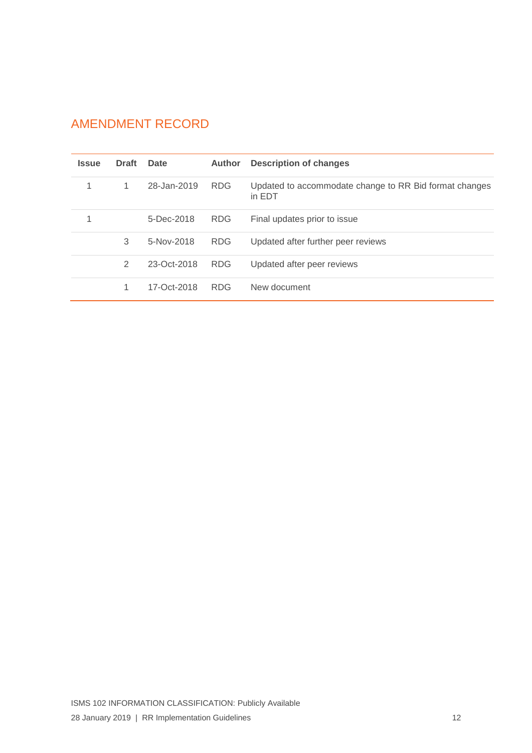## AMENDMENT RECORD

| Issue | Draft | Date | Author | Description of changes |
|---|---|---|---|---|
| 1 | 1 | 28-Jan-2019 | RDG | Updated to accommodate change to RR Bid format changes in EDT |
| 1 | | 5-Dec-2018 | RDG | Final updates prior to issue |
| | 3 | 5-Nov-2018 | RDG | Updated after further peer reviews |
| | 2 | 23-Oct-2018 | RDG | Updated after peer reviews |
| | 1 | 17-Oct-2018 | RDG | New document |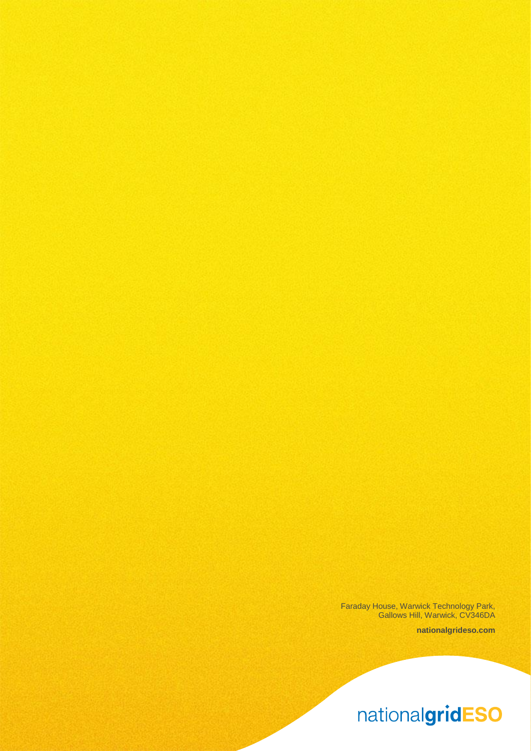Faraday House, Warwick Technology Park,
Gallows Hill, Warwick, CV346DA

**nationalgrideso.com**

nationalgridESO